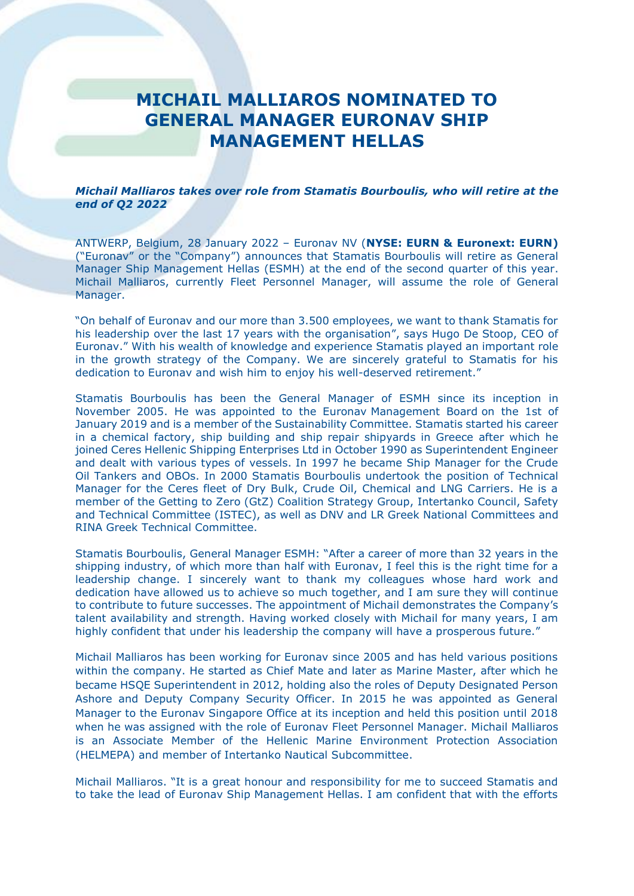# MICHAIL MALLIAROS NOMINATED TO GENERAL MANAGER EURONAV SHIP MANAGEMENT HELLAS

***Michail Malliaros takes over role from Stamatis Bourboulis, who will retire at the end of Q2 2022***

ANTWERP, Belgium, 28 January 2022 – Euronav NV (**NYSE: EURN & Euronext: EURN)** ("Euronav" or the "Company") announces that Stamatis Bourboulis will retire as General Manager Ship Management Hellas (ESMH) at the end of the second quarter of this year. Michail Malliaros, currently Fleet Personnel Manager, will assume the role of General Manager.

"On behalf of Euronav and our more than 3.500 employees, we want to thank Stamatis for his leadership over the last 17 years with the organisation", says Hugo De Stoop, CEO of Euronav." With his wealth of knowledge and experience Stamatis played an important role in the growth strategy of the Company. We are sincerely grateful to Stamatis for his dedication to Euronav and wish him to enjoy his well-deserved retirement."

Stamatis Bourboulis has been the General Manager of ESMH since its inception in November 2005. He was appointed to the Euronav Management Board on the 1st of January 2019 and is a member of the Sustainability Committee. Stamatis started his career in a chemical factory, ship building and ship repair shipyards in Greece after which he joined Ceres Hellenic Shipping Enterprises Ltd in October 1990 as Superintendent Engineer and dealt with various types of vessels. In 1997 he became Ship Manager for the Crude Oil Tankers and OBOs. In 2000 Stamatis Bourboulis undertook the position of Technical Manager for the Ceres fleet of Dry Bulk, Crude Oil, Chemical and LNG Carriers. He is a member of the Getting to Zero (GtZ) Coalition Strategy Group, Intertanko Council, Safety and Technical Committee (ISTEC), as well as DNV and LR Greek National Committees and RINA Greek Technical Committee.

Stamatis Bourboulis, General Manager ESMH: "After a career of more than 32 years in the shipping industry, of which more than half with Euronav, I feel this is the right time for a leadership change. I sincerely want to thank my colleagues whose hard work and dedication have allowed us to achieve so much together, and I am sure they will continue to contribute to future successes. The appointment of Michail demonstrates the Company's talent availability and strength. Having worked closely with Michail for many years, I am highly confident that under his leadership the company will have a prosperous future."

Michail Malliaros has been working for Euronav since 2005 and has held various positions within the company. He started as Chief Mate and later as Marine Master, after which he became HSQE Superintendent in 2012, holding also the roles of Deputy Designated Person Ashore and Deputy Company Security Officer. In 2015 he was appointed as General Manager to the Euronav Singapore Office at its inception and held this position until 2018 when he was assigned with the role of Euronav Fleet Personnel Manager. Michail Malliaros is an Associate Member of the Hellenic Marine Environment Protection Association (HELMEPA) and member of Intertanko Nautical Subcommittee.

Michail Malliaros. "It is a great honour and responsibility for me to succeed Stamatis and to take the lead of Euronav Ship Management Hellas. I am confident that with the efforts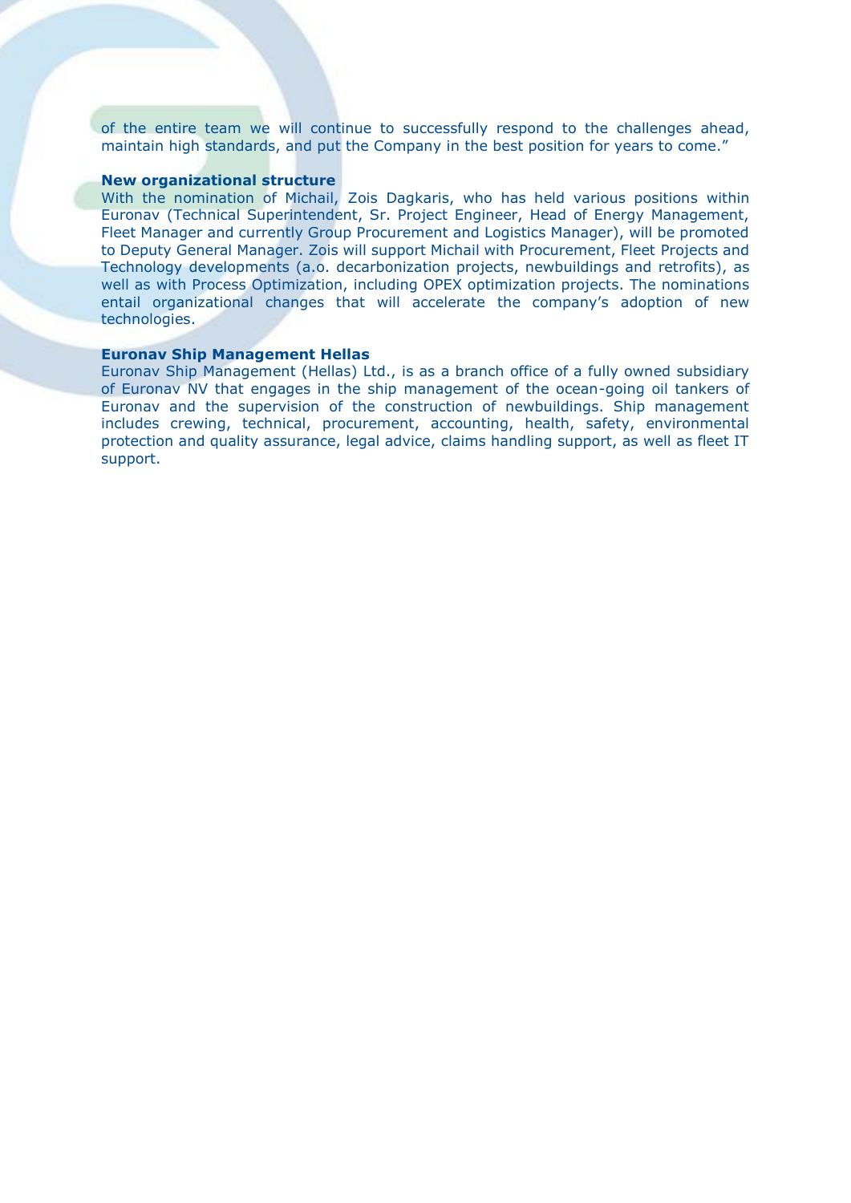of the entire team we will continue to successfully respond to the challenges ahead, maintain high standards, and put the Company in the best position for years to come."

**New organizational structure**

With the nomination of Michail, Zois Dagkaris, who has held various positions within Euronav (Technical Superintendent, Sr. Project Engineer, Head of Energy Management, Fleet Manager and currently Group Procurement and Logistics Manager), will be promoted to Deputy General Manager. Zois will support Michail with Procurement, Fleet Projects and Technology developments (a.o. decarbonization projects, newbuildings and retrofits), as well as with Process Optimization, including OPEX optimization projects. The nominations entail organizational changes that will accelerate the company's adoption of new technologies.

**Euronav Ship Management Hellas**

Euronav Ship Management (Hellas) Ltd., is as a branch office of a fully owned subsidiary of Euronav NV that engages in the ship management of the ocean-going oil tankers of Euronav and the supervision of the construction of newbuildings. Ship management includes crewing, technical, procurement, accounting, health, safety, environmental protection and quality assurance, legal advice, claims handling support, as well as fleet IT support.